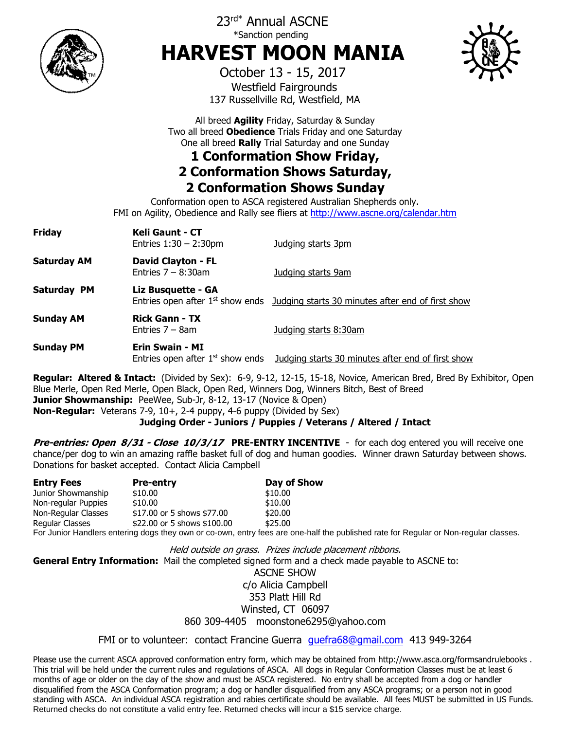23rd* Annual ASCNE

*Sanction pending

# HARVEST MOON MANIA

October 13 - 15, 2017

Westfield Fairgrounds

137 Russellville Rd, Westfield, MA

All breed **Agility** Friday, Saturday & Sunday

Two all breed **Obedience** Trials Friday and one Saturday

One all breed **Rally** Trial Saturday and one Sunday

## 1 Conformation Show Friday,
## 2 Conformation Shows Saturday,
## 2 Conformation Shows Sunday

Conformation open to ASCA registered Australian Shepherds only.

FMI on Agility, Obedience and Rally see fliers at http://www.ascne.org/calendar.htm

| | | |
|---|---|---|
| **Friday** | **Keli Gaunt - CT**<br>Entries 1:30 – 2:30pm | Judging starts 3pm |
| **Saturday AM** | **David Clayton - FL**<br>Entries 7 – 8:30am | Judging starts 9am |
| **Saturday PM** | **Liz Busquette - GA**<br>Entries open after 1st show ends | Judging starts 30 minutes after end of first show |
| **Sunday AM** | **Rick Gann - TX**<br>Entries 7 – 8am | Judging starts 8:30am |
| **Sunday PM** | **Erin Swain - MI**<br>Entries open after 1st show ends | Judging starts 30 minutes after end of first show |

**Regular: Altered & Intact:** (Divided by Sex): 6-9, 9-12, 12-15, 15-18, Novice, American Bred, Bred By Exhibitor, Open Blue Merle, Open Red Merle, Open Black, Open Red, Winners Dog, Winners Bitch, Best of Breed

**Junior Showmanship:** PeeWee, Sub-Jr, 8-12, 13-17 (Novice & Open)

**Non-Regular:** Veterans 7-9, 10+, 2-4 puppy, 4-6 puppy (Divided by Sex)

**Judging Order - Juniors / Puppies / Veterans / Altered / Intact**

***Pre-entries: Open 8/31 - Close 10/3/17*** **PRE-ENTRY INCENTIVE** - for each dog entered you will receive one chance/per dog to win an amazing raffle basket full of dog and human goodies. Winner drawn Saturday between shows. Donations for basket accepted. Contact Alicia Campbell

| Entry Fees | Pre-entry | Day of Show |
|---|---|---|
| Junior Showmanship | $10.00 | $10.00 |
| Non-regular Puppies | $10.00 | $10.00 |
| Non-Regular Classes | $17.00 or 5 shows $77.00 | $20.00 |
| Regular Classes | $22.00 or 5 shows $100.00 | $25.00 |

For Junior Handlers entering dogs they own or co-own, entry fees are one-half the published rate for Regular or Non-regular classes.

*Held outside on grass. Prizes include placement ribbons.*

**General Entry Information:** Mail the completed signed form and a check made payable to ASCNE to:

ASCNE SHOW

c/o Alicia Campbell

353 Platt Hill Rd

Winsted, CT 06097

860 309-4405 moonstone6295@yahoo.com

FMI or to volunteer: contact Francine Guerra guefra68@gmail.com 413 949-3264

Please use the current ASCA approved conformation entry form, which may be obtained from http://www.asca.org/formsandrulebooks . This trial will be held under the current rules and regulations of ASCA. All dogs in Regular Conformation Classes must be at least 6 months of age or older on the day of the show and must be ASCA registered. No entry shall be accepted from a dog or handler disqualified from the ASCA Conformation program; a dog or handler disqualified from any ASCA programs; or a person not in good standing with ASCA. An individual ASCA registration and rabies certificate should be available. All fees MUST be submitted in US Funds. Returned checks do not constitute a valid entry fee. Returned checks will incur a $15 service charge.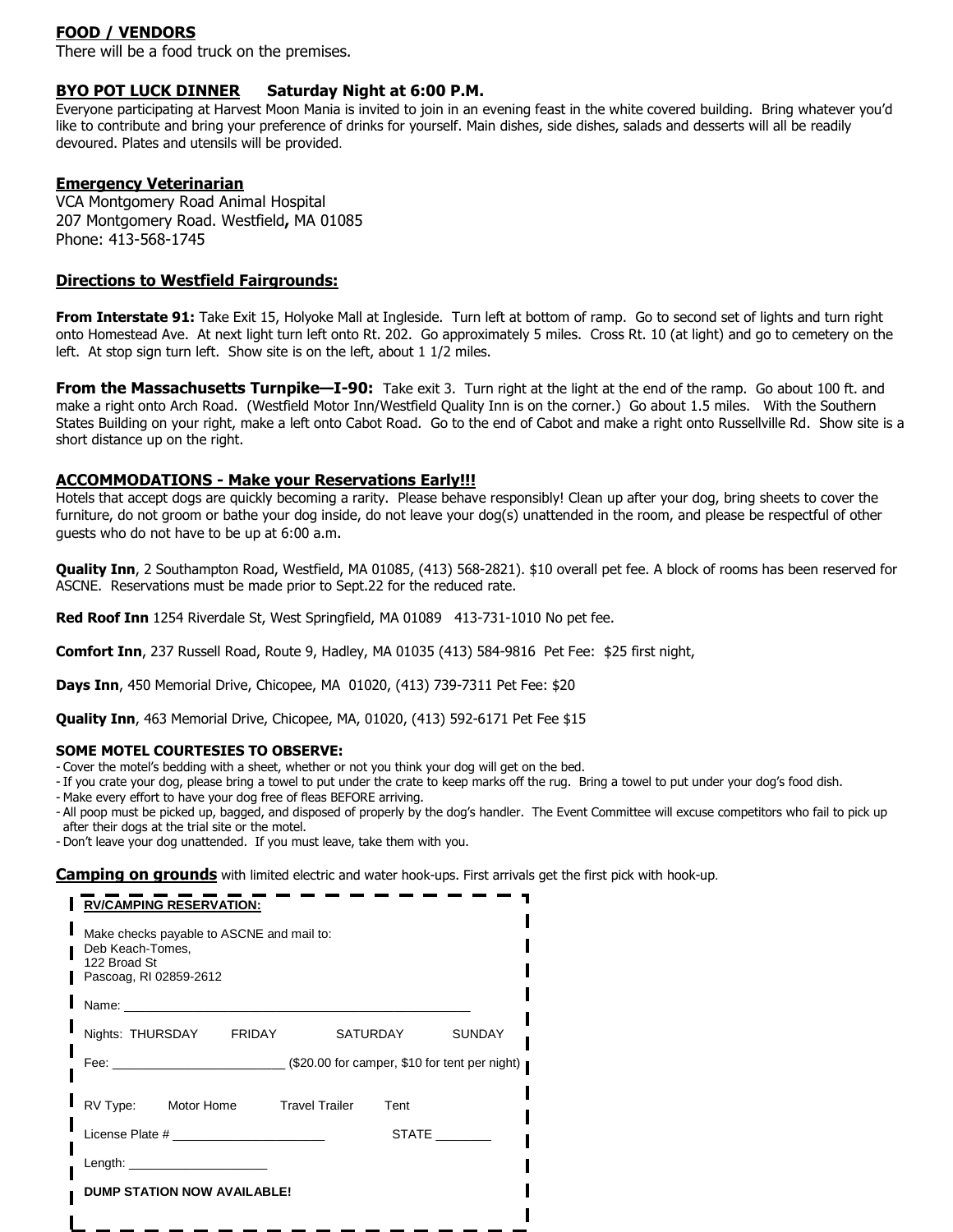## FOOD / VENDORS

There will be a food truck on the premises.

## BYO POT LUCK DINNER **Saturday Night at 6:00 P.M.**

Everyone participating at Harvest Moon Mania is invited to join in an evening feast in the white covered building. Bring whatever you'd like to contribute and bring your preference of drinks for yourself. Main dishes, side dishes, salads and desserts will all be readily devoured. Plates and utensils will be provided.

## Emergency Veterinarian

VCA Montgomery Road Animal Hospital
207 Montgomery Road. Westfield**,** MA 01085
Phone: 413-568-1745

## Directions to Westfield Fairgrounds:

**From Interstate 91:** Take Exit 15, Holyoke Mall at Ingleside. Turn left at bottom of ramp. Go to second set of lights and turn right onto Homestead Ave. At next light turn left onto Rt. 202. Go approximately 5 miles. Cross Rt. 10 (at light) and go to cemetery on the left. At stop sign turn left. Show site is on the left, about 1 1/2 miles.

**From the Massachusetts Turnpike—I-90:** Take exit 3. Turn right at the light at the end of the ramp. Go about 100 ft. and make a right onto Arch Road. (Westfield Motor Inn/Westfield Quality Inn is on the corner.) Go about 1.5 miles. With the Southern States Building on your right, make a left onto Cabot Road. Go to the end of Cabot and make a right onto Russellville Rd. Show site is a short distance up on the right.

## ACCOMMODATIONS - Make your Reservations Early!!!

Hotels that accept dogs are quickly becoming a rarity. Please behave responsibly! Clean up after your dog, bring sheets to cover the furniture, do not groom or bathe your dog inside, do not leave your dog(s) unattended in the room, and please be respectful of other guests who do not have to be up at 6:00 a.m.

**Quality Inn**, 2 Southampton Road, Westfield, MA 01085, (413) 568-2821). $10 overall pet fee. A block of rooms has been reserved for ASCNE. Reservations must be made prior to Sept.22 for the reduced rate.

**Red Roof Inn** 1254 Riverdale St, West Springfield, MA 01089 413-731-1010 No pet fee.

**Comfort Inn**, 237 Russell Road, Route 9, Hadley, MA 01035 (413) 584-9816 Pet Fee: $25 first night,

**Days Inn**, 450 Memorial Drive, Chicopee, MA 01020, (413) 739-7311 Pet Fee: $20

**Quality Inn**, 463 Memorial Drive, Chicopee, MA, 01020, (413) 592-6171 Pet Fee $15

### SOME MOTEL COURTESIES TO OBSERVE:

- Cover the motel's bedding with a sheet, whether or not you think your dog will get on the bed.
- If you crate your dog, please bring a towel to put under the crate to keep marks off the rug. Bring a towel to put under your dog's food dish.
- Make every effort to have your dog free of fleas BEFORE arriving.
- All poop must be picked up, bagged, and disposed of properly by the dog's handler. The Event Committee will excuse competitors who fail to pick up after their dogs at the trial site or the motel.
- Don't leave your dog unattended. If you must leave, take them with you.

**Camping on grounds** with limited electric and water hook-ups. First arrivals get the first pick with hook-up.

**RV/CAMPING RESERVATION:**

Make checks payable to ASCNE and mail to:
Deb Keach-Tomes,
122 Broad St
Pascoag, RI 02859-2612

Name: ___________________________________________________

Nights: THURSDAY FRIDAY SATURDAY SUNDAY

Fee: ________________________ ($20.00 for camper, $10 for tent per night)

RV Type: Motor Home Travel Trailer Tent

License Plate # ______________________ STATE ________

Length: ____________________

**DUMP STATION NOW AVAILABLE!**